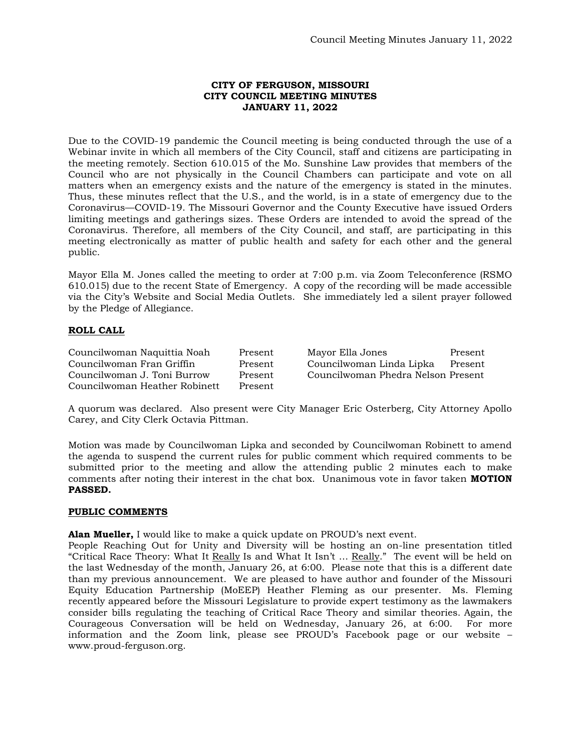# CITY OF FERGUSON, MISSOURI
## CITY COUNCIL MEETING MINUTES
## JANUARY 11, 2022

Due to the COVID-19 pandemic the Council meeting is being conducted through the use of a Webinar invite in which all members of the City Council, staff and citizens are participating in the meeting remotely. Section 610.015 of the Mo. Sunshine Law provides that members of the Council who are not physically in the Council Chambers can participate and vote on all matters when an emergency exists and the nature of the emergency is stated in the minutes. Thus, these minutes reflect that the U.S., and the world, is in a state of emergency due to the Coronavirus—COVID-19. The Missouri Governor and the County Executive have issued Orders limiting meetings and gatherings sizes. These Orders are intended to avoid the spread of the Coronavirus. Therefore, all members of the City Council, and staff, are participating in this meeting electronically as matter of public health and safety for each other and the general public.

Mayor Ella M. Jones called the meeting to order at 7:00 p.m. via Zoom Teleconference (RSMO 610.015) due to the recent State of Emergency. A copy of the recording will be made accessible via the City's Website and Social Media Outlets. She immediately led a silent prayer followed by the Pledge of Allegiance.

**ROLL CALL**

| | | | |
|---|---|---|---|
| Councilwoman Naquittia Noah | Present | Mayor Ella Jones | Present |
| Councilwoman Fran Griffin | Present | Councilwoman Linda Lipka | Present |
| Councilwoman J. Toni Burrow | Present | Councilwoman Phedra Nelson | Present |
| Councilwoman Heather Robinett | Present | | |

A quorum was declared. Also present were City Manager Eric Osterberg, City Attorney Apollo Carey, and City Clerk Octavia Pittman.

Motion was made by Councilwoman Lipka and seconded by Councilwoman Robinett to amend the agenda to suspend the current rules for public comment which required comments to be submitted prior to the meeting and allow the attending public 2 minutes each to make comments after noting their interest in the chat box. Unanimous vote in favor taken **MOTION PASSED.**

**PUBLIC COMMENTS**

**Alan Mueller,** I would like to make a quick update on PROUD's next event.
People Reaching Out for Unity and Diversity will be hosting an on-line presentation titled "Critical Race Theory: What It Really Is and What It Isn't ... Really." The event will be held on the last Wednesday of the month, January 26, at 6:00. Please note that this is a different date than my previous announcement. We are pleased to have author and founder of the Missouri Equity Education Partnership (MoEEP) Heather Fleming as our presenter. Ms. Fleming recently appeared before the Missouri Legislature to provide expert testimony as the lawmakers consider bills regulating the teaching of Critical Race Theory and similar theories. Again, the Courageous Conversation will be held on Wednesday, January 26, at 6:00. For more information and the Zoom link, please see PROUD's Facebook page or our website – www.proud-ferguson.org.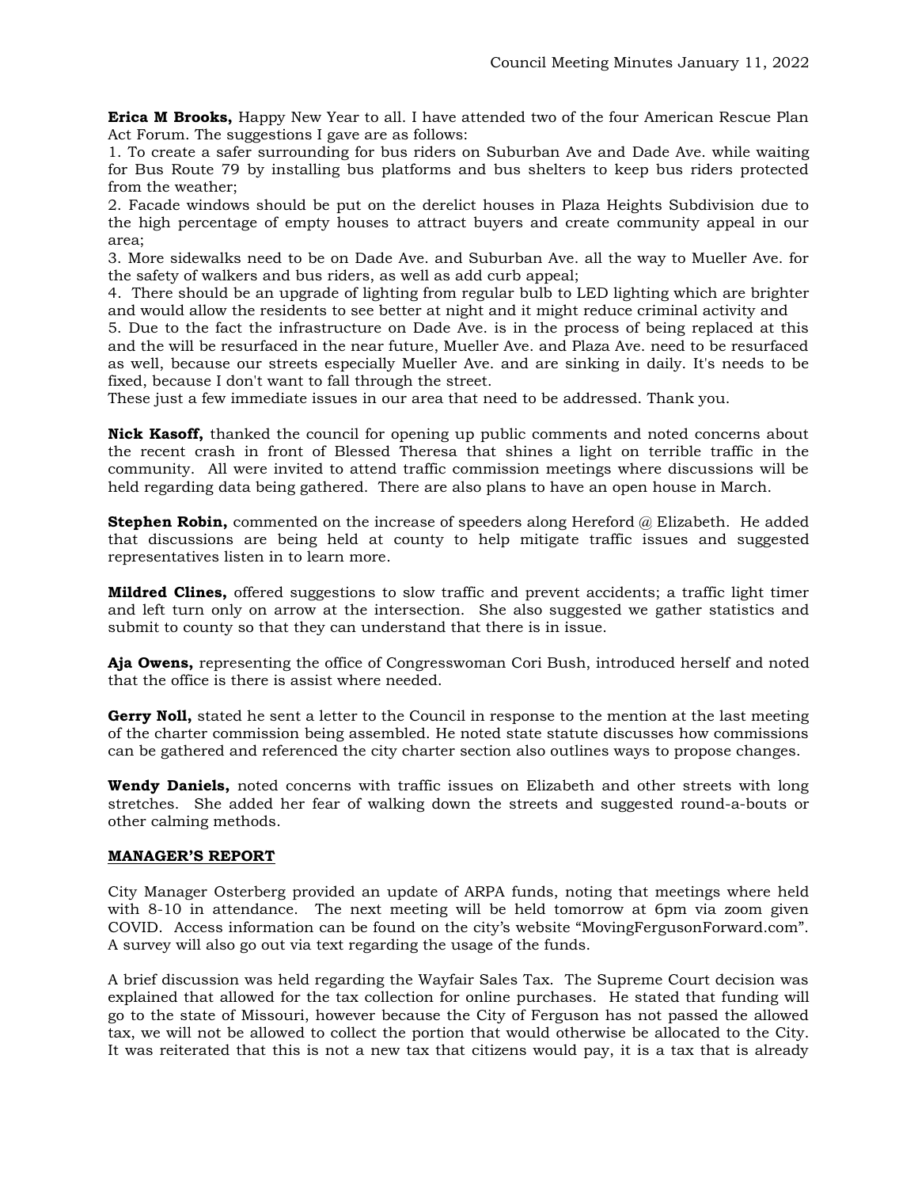**Erica M Brooks,** Happy New Year to all. I have attended two of the four American Rescue Plan Act Forum. The suggestions I gave are as follows:

1. To create a safer surrounding for bus riders on Suburban Ave and Dade Ave. while waiting for Bus Route 79 by installing bus platforms and bus shelters to keep bus riders protected from the weather;
2. Facade windows should be put on the derelict houses in Plaza Heights Subdivision due to the high percentage of empty houses to attract buyers and create community appeal in our area;
3. More sidewalks need to be on Dade Ave. and Suburban Ave. all the way to Mueller Ave. for the safety of walkers and bus riders, as well as add curb appeal;
4. There should be an upgrade of lighting from regular bulb to LED lighting which are brighter and would allow the residents to see better at night and it might reduce criminal activity and
5. Due to the fact the infrastructure on Dade Ave. is in the process of being replaced at this and the will be resurfaced in the near future, Mueller Ave. and Plaza Ave. need to be resurfaced as well, because our streets especially Mueller Ave. and are sinking in daily. It's needs to be fixed, because I don't want to fall through the street.

These just a few immediate issues in our area that need to be addressed. Thank you.

**Nick Kasoff,** thanked the council for opening up public comments and noted concerns about the recent crash in front of Blessed Theresa that shines a light on terrible traffic in the community. All were invited to attend traffic commission meetings where discussions will be held regarding data being gathered. There are also plans to have an open house in March.

**Stephen Robin,** commented on the increase of speeders along Hereford @ Elizabeth. He added that discussions are being held at county to help mitigate traffic issues and suggested representatives listen in to learn more.

**Mildred Clines,** offered suggestions to slow traffic and prevent accidents; a traffic light timer and left turn only on arrow at the intersection. She also suggested we gather statistics and submit to county so that they can understand that there is in issue.

**Aja Owens,** representing the office of Congresswoman Cori Bush, introduced herself and noted that the office is there is assist where needed.

**Gerry Noll,** stated he sent a letter to the Council in response to the mention at the last meeting of the charter commission being assembled. He noted state statute discusses how commissions can be gathered and referenced the city charter section also outlines ways to propose changes.

**Wendy Daniels,** noted concerns with traffic issues on Elizabeth and other streets with long stretches. She added her fear of walking down the streets and suggested round-a-bouts or other calming methods.

## MANAGER'S REPORT

City Manager Osterberg provided an update of ARPA funds, noting that meetings where held with 8-10 in attendance. The next meeting will be held tomorrow at 6pm via zoom given COVID. Access information can be found on the city's website "MovingFergusonForward.com". A survey will also go out via text regarding the usage of the funds.

A brief discussion was held regarding the Wayfair Sales Tax. The Supreme Court decision was explained that allowed for the tax collection for online purchases. He stated that funding will go to the state of Missouri, however because the City of Ferguson has not passed the allowed tax, we will not be allowed to collect the portion that would otherwise be allocated to the City. It was reiterated that this is not a new tax that citizens would pay, it is a tax that is already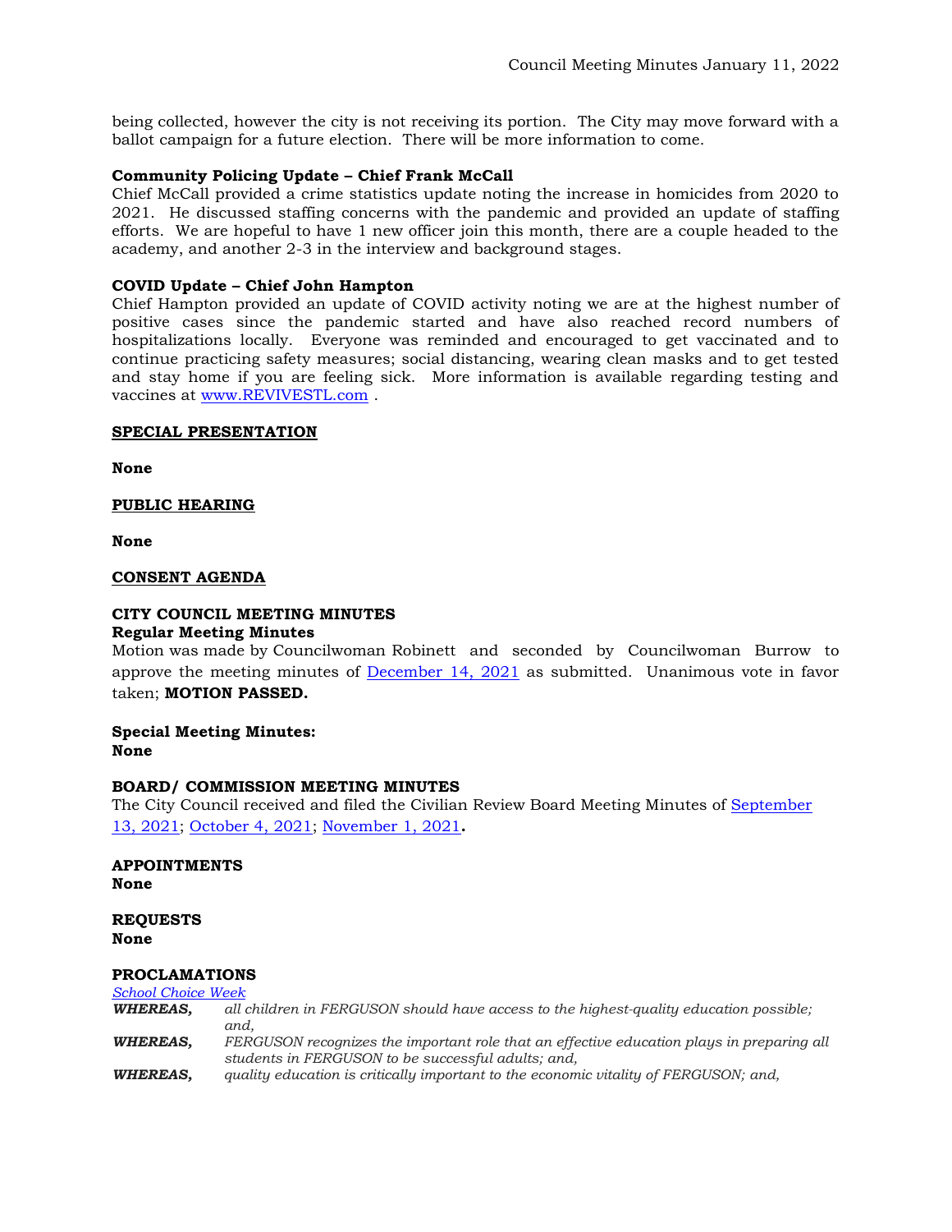being collected, however the city is not receiving its portion. The City may move forward with a ballot campaign for a future election. There will be more information to come.

**Community Policing Update – Chief Frank McCall**

Chief McCall provided a crime statistics update noting the increase in homicides from 2020 to 2021. He discussed staffing concerns with the pandemic and provided an update of staffing efforts. We are hopeful to have 1 new officer join this month, there are a couple headed to the academy, and another 2-3 in the interview and background stages.

**COVID Update – Chief John Hampton**

Chief Hampton provided an update of COVID activity noting we are at the highest number of positive cases since the pandemic started and have also reached record numbers of hospitalizations locally. Everyone was reminded and encouraged to get vaccinated and to continue practicing safety measures; social distancing, wearing clean masks and to get tested and stay home if you are feeling sick. More information is available regarding testing and vaccines at www.REVIVESTL.com .

## SPECIAL PRESENTATION

**None**

## PUBLIC HEARING

**None**

## CONSENT AGENDA

### CITY COUNCIL MEETING MINUTES

**Regular Meeting Minutes**

Motion was made by Councilwoman Robinett and seconded by Councilwoman Burrow to approve the meeting minutes of December 14, 2021 as submitted. Unanimous vote in favor taken; **MOTION PASSED.**

**Special Meeting Minutes:**
**None**

### BOARD/ COMMISSION MEETING MINUTES

The City Council received and filed the Civilian Review Board Meeting Minutes of September 13, 2021; October 4, 2021; November 1, 2021**.**

**APPOINTMENTS**
**None**

**REQUESTS**
**None**

### PROCLAMATIONS

*School Choice Week*

***WHEREAS,*** *all children in FERGUSON should have access to the highest-quality education possible; and,*

***WHEREAS,*** *FERGUSON recognizes the important role that an effective education plays in preparing all students in FERGUSON to be successful adults; and,*

***WHEREAS,*** *quality education is critically important to the economic vitality of FERGUSON; and,*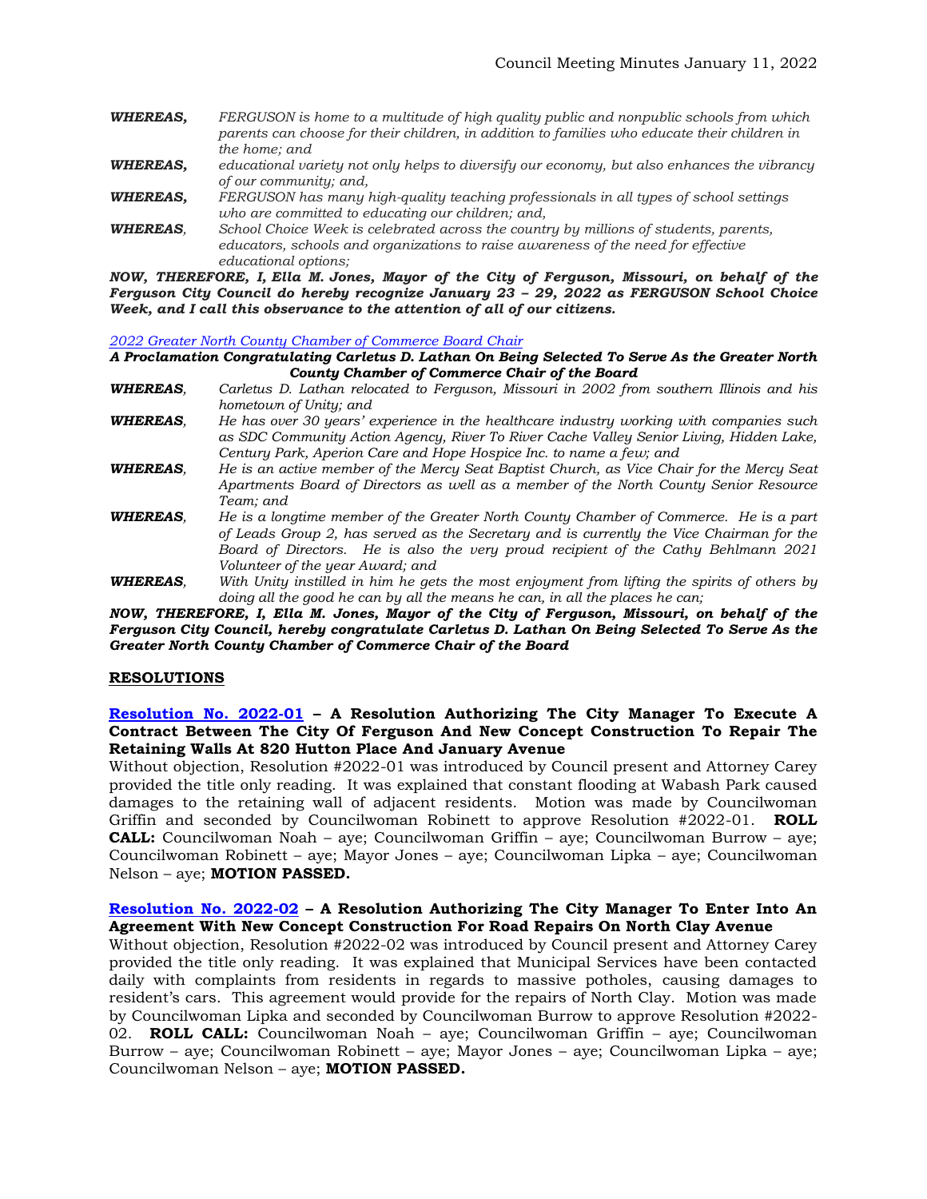***WHEREAS,*** *FERGUSON is home to a multitude of high quality public and nonpublic schools from which parents can choose for their children, in addition to families who educate their children in the home; and*

***WHEREAS,*** *educational variety not only helps to diversify our economy, but also enhances the vibrancy of our community; and,*

***WHEREAS,*** *FERGUSON has many high-quality teaching professionals in all types of school settings who are committed to educating our children; and,*

***WHEREAS***, *School Choice Week is celebrated across the country by millions of students, parents, educators, schools and organizations to raise awareness of the need for effective educational options;*

***NOW, THEREFORE, I, Ella M. Jones, Mayor of the City of Ferguson, Missouri, on behalf of the Ferguson City Council do hereby recognize January 23 – 29, 2022 as FERGUSON School Choice Week, and I call this observance to the attention of all of our citizens.***

*2022 Greater North County Chamber of Commerce Board Chair*

***A Proclamation Congratulating Carletus D. Lathan On Being Selected To Serve As the Greater North County Chamber of Commerce Chair of the Board***

***WHEREAS***, *Carletus D. Lathan relocated to Ferguson, Missouri in 2002 from southern Illinois and his hometown of Unity; and*

***WHEREAS***, *He has over 30 years' experience in the healthcare industry working with companies such as SDC Community Action Agency, River To River Cache Valley Senior Living, Hidden Lake, Century Park, Aperion Care and Hope Hospice Inc. to name a few; and*

***WHEREAS***, *He is an active member of the Mercy Seat Baptist Church, as Vice Chair for the Mercy Seat Apartments Board of Directors as well as a member of the North County Senior Resource Team; and*

***WHEREAS***, *He is a longtime member of the Greater North County Chamber of Commerce. He is a part of Leads Group 2, has served as the Secretary and is currently the Vice Chairman for the Board of Directors. He is also the very proud recipient of the Cathy Behlmann 2021 Volunteer of the year Award; and*

***WHEREAS***, *With Unity instilled in him he gets the most enjoyment from lifting the spirits of others by doing all the good he can by all the means he can, in all the places he can;*

***NOW, THEREFORE, I, Ella M. Jones, Mayor of the City of Ferguson, Missouri, on behalf of the Ferguson City Council, hereby congratulate Carletus D. Lathan On Being Selected To Serve As the Greater North County Chamber of Commerce Chair of the Board***

## RESOLUTIONS

**Resolution No. 2022-01 – A Resolution Authorizing The City Manager To Execute A Contract Between The City Of Ferguson And New Concept Construction To Repair The Retaining Walls At 820 Hutton Place And January Avenue**

Without objection, Resolution #2022-01 was introduced by Council present and Attorney Carey provided the title only reading. It was explained that constant flooding at Wabash Park caused damages to the retaining wall of adjacent residents. Motion was made by Councilwoman Griffin and seconded by Councilwoman Robinett to approve Resolution #2022-01. **ROLL CALL:** Councilwoman Noah – aye; Councilwoman Griffin – aye; Councilwoman Burrow – aye; Councilwoman Robinett – aye; Mayor Jones – aye; Councilwoman Lipka – aye; Councilwoman Nelson – aye; **MOTION PASSED.**

**Resolution No. 2022-02 – A Resolution Authorizing The City Manager To Enter Into An Agreement With New Concept Construction For Road Repairs On North Clay Avenue**

Without objection, Resolution #2022-02 was introduced by Council present and Attorney Carey provided the title only reading. It was explained that Municipal Services have been contacted daily with complaints from residents in regards to massive potholes, causing damages to resident's cars. This agreement would provide for the repairs of North Clay. Motion was made by Councilwoman Lipka and seconded by Councilwoman Burrow to approve Resolution #2022-02. **ROLL CALL:** Councilwoman Noah – aye; Councilwoman Griffin – aye; Councilwoman Burrow – aye; Councilwoman Robinett – aye; Mayor Jones – aye; Councilwoman Lipka – aye; Councilwoman Nelson – aye; **MOTION PASSED.**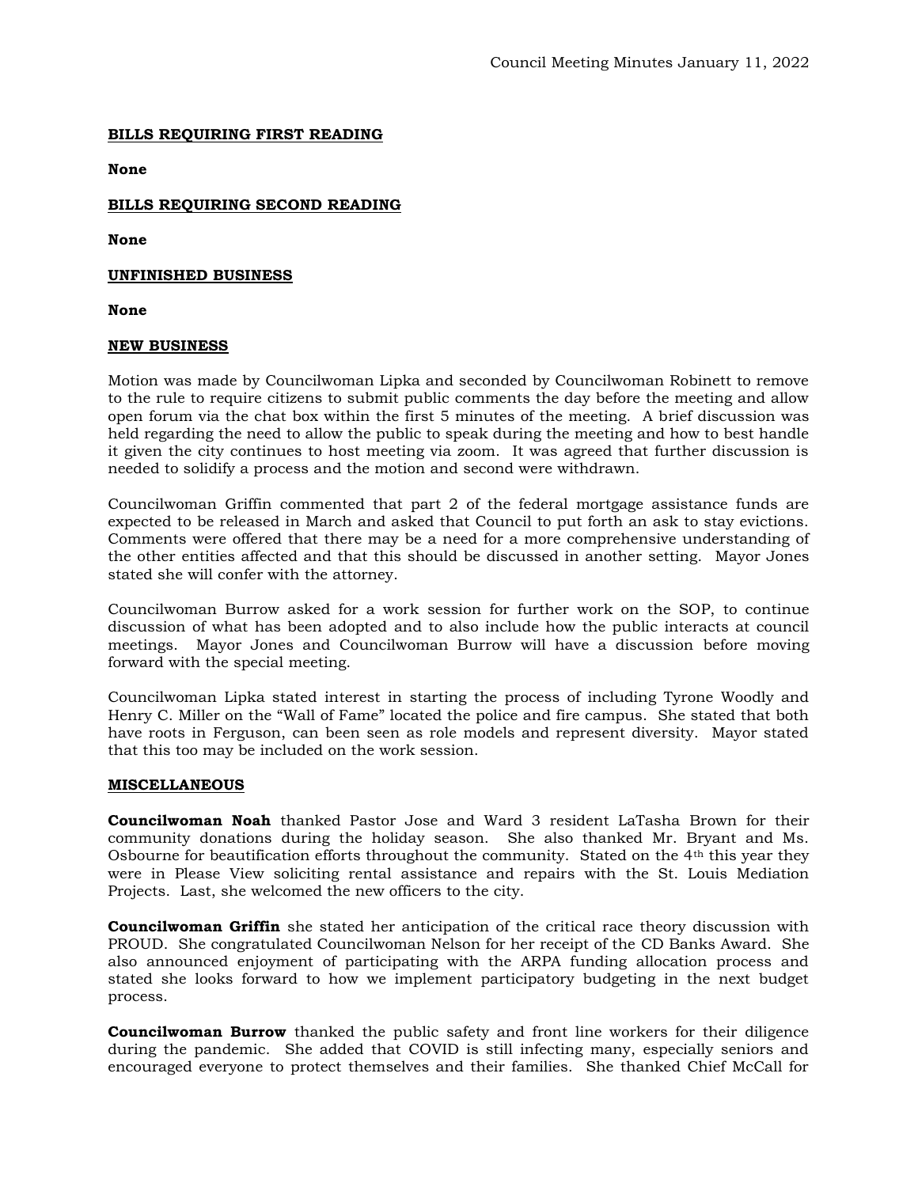**BILLS REQUIRING FIRST READING**

**None**

**BILLS REQUIRING SECOND READING**

**None**

**UNFINISHED BUSINESS**

**None**

**NEW BUSINESS**

Motion was made by Councilwoman Lipka and seconded by Councilwoman Robinett to remove to the rule to require citizens to submit public comments the day before the meeting and allow open forum via the chat box within the first 5 minutes of the meeting. A brief discussion was held regarding the need to allow the public to speak during the meeting and how to best handle it given the city continues to host meeting via zoom. It was agreed that further discussion is needed to solidify a process and the motion and second were withdrawn.

Councilwoman Griffin commented that part 2 of the federal mortgage assistance funds are expected to be released in March and asked that Council to put forth an ask to stay evictions. Comments were offered that there may be a need for a more comprehensive understanding of the other entities affected and that this should be discussed in another setting. Mayor Jones stated she will confer with the attorney.

Councilwoman Burrow asked for a work session for further work on the SOP, to continue discussion of what has been adopted and to also include how the public interacts at council meetings. Mayor Jones and Councilwoman Burrow will have a discussion before moving forward with the special meeting.

Councilwoman Lipka stated interest in starting the process of including Tyrone Woodly and Henry C. Miller on the "Wall of Fame" located the police and fire campus. She stated that both have roots in Ferguson, can been seen as role models and represent diversity. Mayor stated that this too may be included on the work session.

**MISCELLANEOUS**

**Councilwoman Noah** thanked Pastor Jose and Ward 3 resident LaTasha Brown for their community donations during the holiday season. She also thanked Mr. Bryant and Ms. Osbourne for beautification efforts throughout the community. Stated on the 4th this year they were in Please View soliciting rental assistance and repairs with the St. Louis Mediation Projects. Last, she welcomed the new officers to the city.

**Councilwoman Griffin** she stated her anticipation of the critical race theory discussion with PROUD. She congratulated Councilwoman Nelson for her receipt of the CD Banks Award. She also announced enjoyment of participating with the ARPA funding allocation process and stated she looks forward to how we implement participatory budgeting in the next budget process.

**Councilwoman Burrow** thanked the public safety and front line workers for their diligence during the pandemic. She added that COVID is still infecting many, especially seniors and encouraged everyone to protect themselves and their families. She thanked Chief McCall for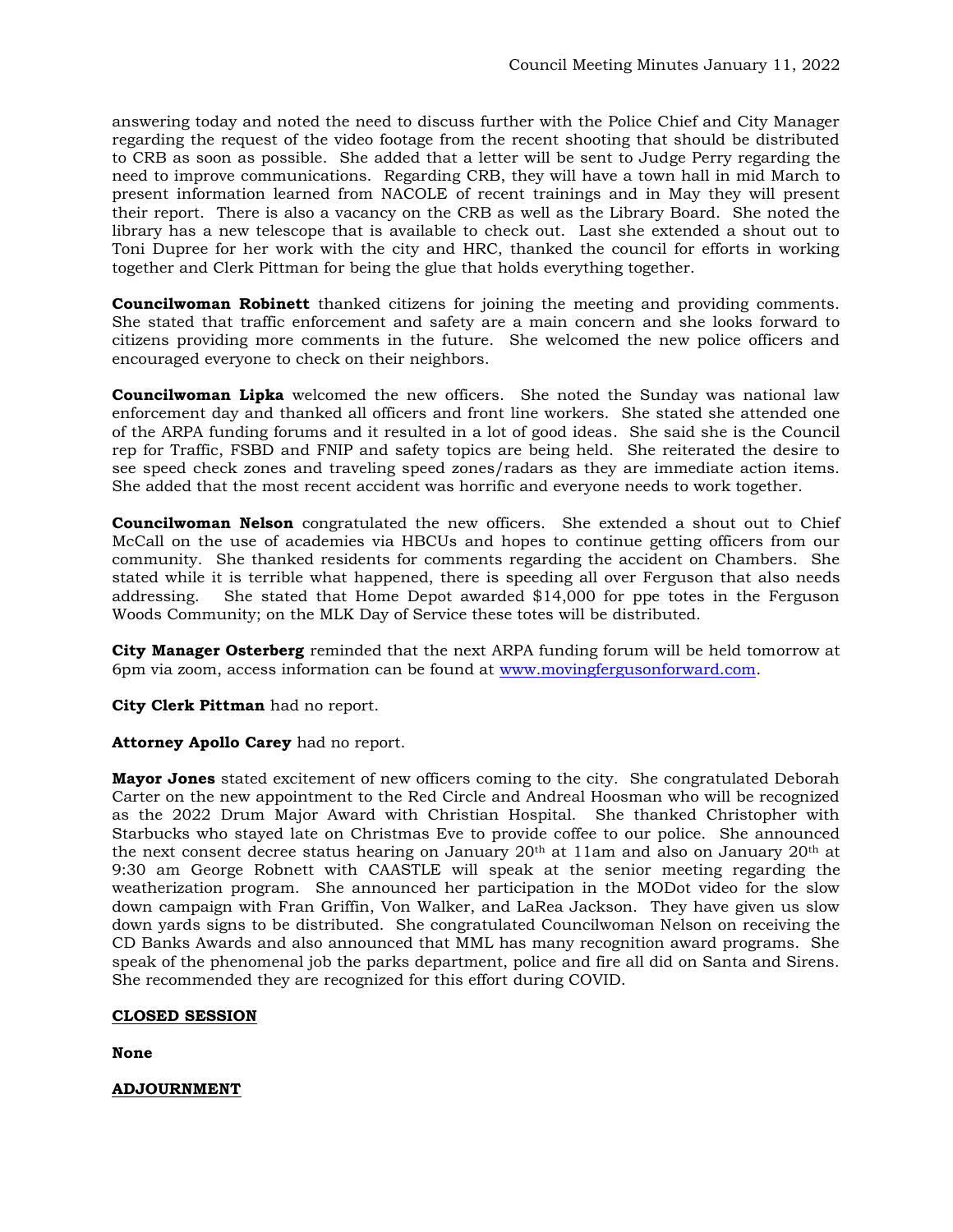answering today and noted the need to discuss further with the Police Chief and City Manager regarding the request of the video footage from the recent shooting that should be distributed to CRB as soon as possible. She added that a letter will be sent to Judge Perry regarding the need to improve communications. Regarding CRB, they will have a town hall in mid March to present information learned from NACOLE of recent trainings and in May they will present their report. There is also a vacancy on the CRB as well as the Library Board. She noted the library has a new telescope that is available to check out. Last she extended a shout out to Toni Dupree for her work with the city and HRC, thanked the council for efforts in working together and Clerk Pittman for being the glue that holds everything together.

**Councilwoman Robinett** thanked citizens for joining the meeting and providing comments. She stated that traffic enforcement and safety are a main concern and she looks forward to citizens providing more comments in the future. She welcomed the new police officers and encouraged everyone to check on their neighbors.

**Councilwoman Lipka** welcomed the new officers. She noted the Sunday was national law enforcement day and thanked all officers and front line workers. She stated she attended one of the ARPA funding forums and it resulted in a lot of good ideas. She said she is the Council rep for Traffic, FSBD and FNIP and safety topics are being held. She reiterated the desire to see speed check zones and traveling speed zones/radars as they are immediate action items. She added that the most recent accident was horrific and everyone needs to work together.

**Councilwoman Nelson** congratulated the new officers. She extended a shout out to Chief McCall on the use of academies via HBCUs and hopes to continue getting officers from our community. She thanked residents for comments regarding the accident on Chambers. She stated while it is terrible what happened, there is speeding all over Ferguson that also needs addressing. She stated that Home Depot awarded $14,000 for ppe totes in the Ferguson Woods Community; on the MLK Day of Service these totes will be distributed.

**City Manager Osterberg** reminded that the next ARPA funding forum will be held tomorrow at 6pm via zoom, access information can be found at [www.movingfergusonforward.com](www.movingfergusonforward.com).

**City Clerk Pittman** had no report.

**Attorney Apollo Carey** had no report.

**Mayor Jones** stated excitement of new officers coming to the city. She congratulated Deborah Carter on the new appointment to the Red Circle and Andreal Hoosman who will be recognized as the 2022 Drum Major Award with Christian Hospital. She thanked Christopher with Starbucks who stayed late on Christmas Eve to provide coffee to our police. She announced the next consent decree status hearing on January 20th at 11am and also on January 20th at 9:30 am George Robnett with CAASTLE will speak at the senior meeting regarding the weatherization program. She announced her participation in the MODot video for the slow down campaign with Fran Griffin, Von Walker, and LaRea Jackson. They have given us slow down yards signs to be distributed. She congratulated Councilwoman Nelson on receiving the CD Banks Awards and also announced that MML has many recognition award programs. She speak of the phenomenal job the parks department, police and fire all did on Santa and Sirens. She recommended they are recognized for this effort during COVID.

**CLOSED SESSION**

**None**

**ADJOURNMENT**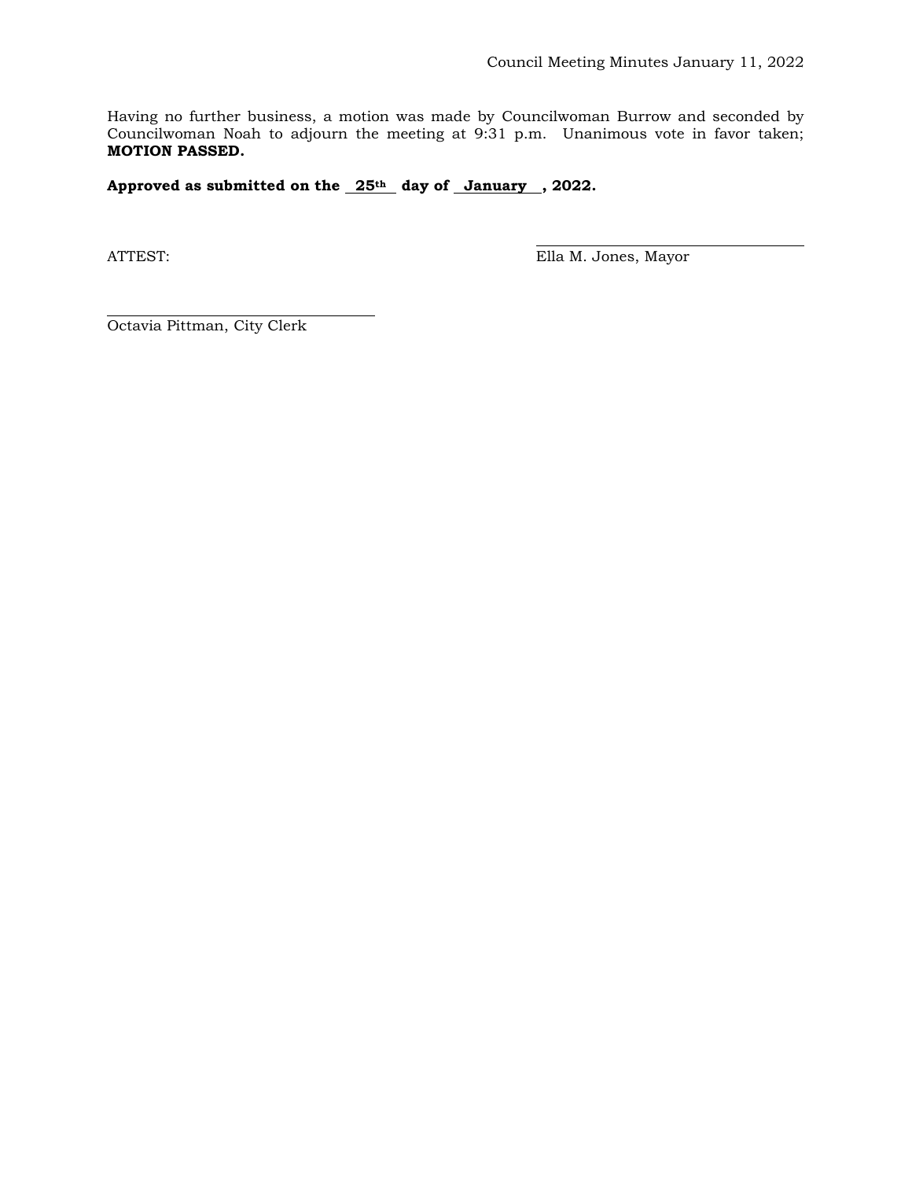Having no further business, a motion was made by Councilwoman Burrow and seconded by Councilwoman Noah to adjourn the meeting at 9:31 p.m. Unanimous vote in favor taken; **MOTION PASSED.**

**Approved as submitted on the 25th day of January, 2022.**

ATTEST:

\_\_\_\_\_\_\_\_\_\_\_\_\_\_\_\_\_\_\_\_\_\_\_\_\_\_\_\_\_\_\_\_\_\_\_\_
Ella M. Jones, Mayor

\_\_\_\_\_\_\_\_\_\_\_\_\_\_\_\_\_\_\_\_\_\_\_\_\_\_\_\_\_\_\_\_\_\_\_\_
Octavia Pittman, City Clerk